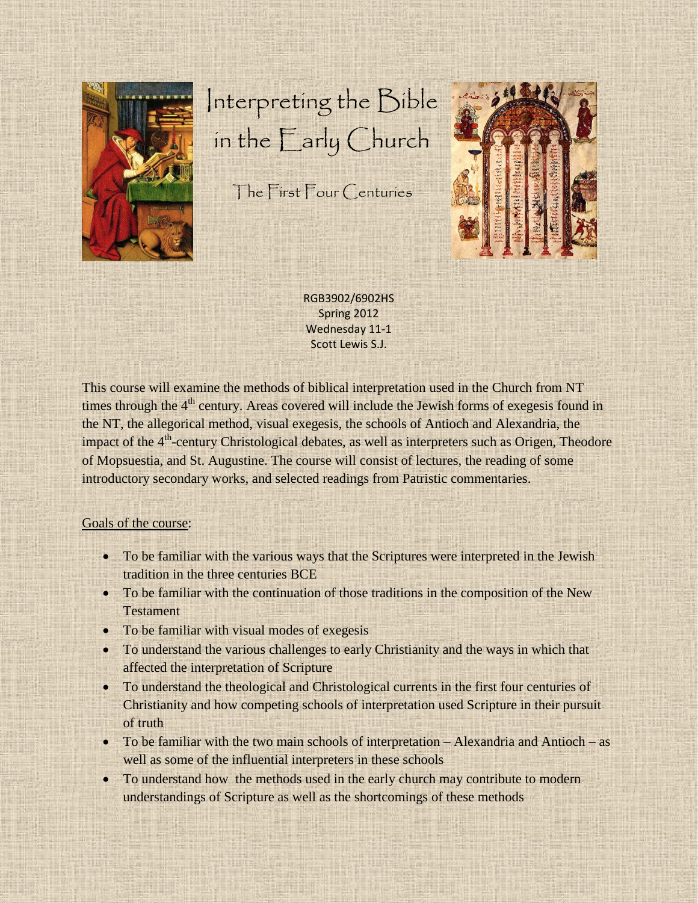# Interpreting the Bible in the Early Church

## The First Four Centuries

RGB3902/6902HS
Spring 2012
Wednesday 11-1
Scott Lewis S.J.

This course will examine the methods of biblical interpretation used in the Church from NT times through the 4th century. Areas covered will include the Jewish forms of exegesis found in the NT, the allegorical method, visual exegesis, the schools of Antioch and Alexandria, the impact of the 4th-century Christological debates, as well as interpreters such as Origen, Theodore of Mopsuestia, and St. Augustine. The course will consist of lectures, the reading of some introductory secondary works, and selected readings from Patristic commentaries.

Goals of the course:

- To be familiar with the various ways that the Scriptures were interpreted in the Jewish tradition in the three centuries BCE
- To be familiar with the continuation of those traditions in the composition of the New Testament
- To be familiar with visual modes of exegesis
- To understand the various challenges to early Christianity and the ways in which that affected the interpretation of Scripture
- To understand the theological and Christological currents in the first four centuries of Christianity and how competing schools of interpretation used Scripture in their pursuit of truth
- To be familiar with the two main schools of interpretation – Alexandria and Antioch – as well as some of the influential interpreters in these schools
- To understand how the methods used in the early church may contribute to modern understandings of Scripture as well as the shortcomings of these methods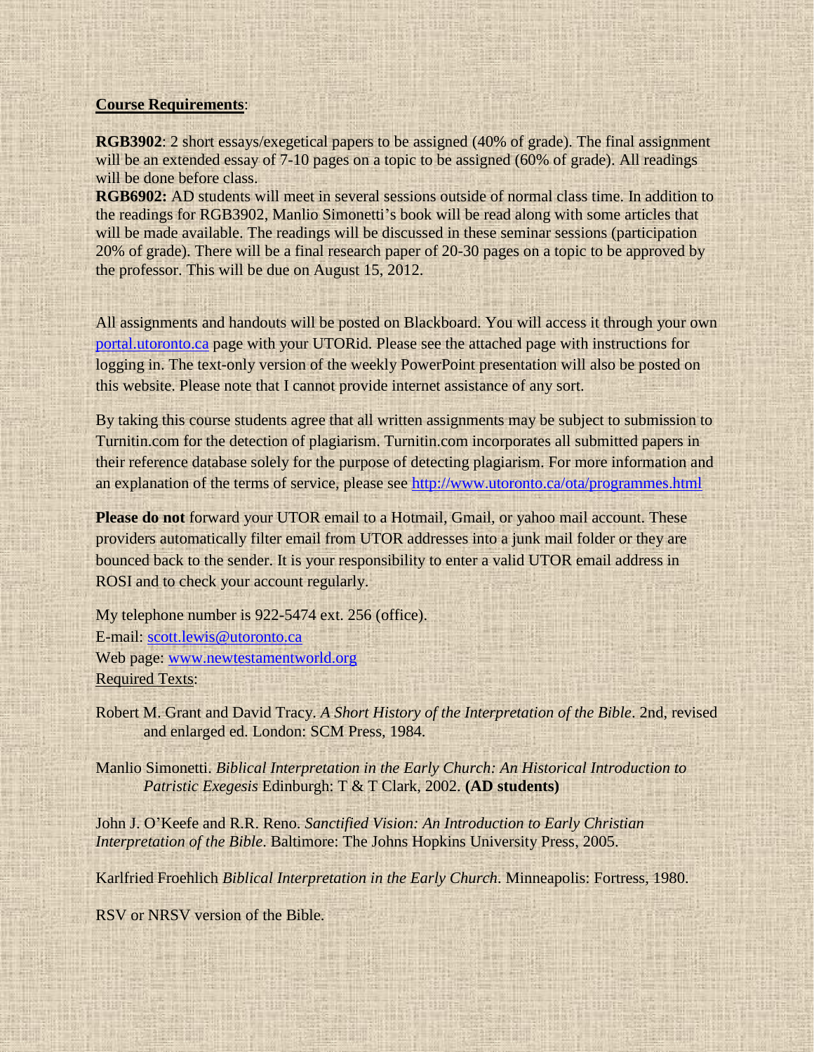**Course Requirements**:

**RGB3902**: 2 short essays/exegetical papers to be assigned (40% of grade). The final assignment will be an extended essay of 7-10 pages on a topic to be assigned (60% of grade). All readings will be done before class.

**RGB6902:** AD students will meet in several sessions outside of normal class time. In addition to the readings for RGB3902, Manlio Simonetti's book will be read along with some articles that will be made available. The readings will be discussed in these seminar sessions (participation 20% of grade). There will be a final research paper of 20-30 pages on a topic to be approved by the professor. This will be due on August 15, 2012.

All assignments and handouts will be posted on Blackboard. You will access it through your own [portal.utoronto.ca](portal.utoronto.ca) page with your UTORid. Please see the attached page with instructions for logging in. The text-only version of the weekly PowerPoint presentation will also be posted on this website. Please note that I cannot provide internet assistance of any sort.

By taking this course students agree that all written assignments may be subject to submission to Turnitin.com for the detection of plagiarism. Turnitin.com incorporates all submitted papers in their reference database solely for the purpose of detecting plagiarism. For more information and an explanation of the terms of service, please see <http://www.utoronto.ca/ota/programmes.html>

**Please do not** forward your UTOR email to a Hotmail, Gmail, or yahoo mail account. These providers automatically filter email from UTOR addresses into a junk mail folder or they are bounced back to the sender. It is your responsibility to enter a valid UTOR email address in ROSI and to check your account regularly.

My telephone number is 922-5474 ext. 256 (office).
E-mail: scott.lewis@utoronto.ca
Web page: www.newtestamentworld.org

Required Texts:

Robert M. Grant and David Tracy. *A Short History of the Interpretation of the Bible*. 2nd, revised and enlarged ed. London: SCM Press, 1984.

Manlio Simonetti. *Biblical Interpretation in the Early Church: An Historical Introduction to Patristic Exegesis* Edinburgh: T & T Clark, 2002. **(AD students)**

John J. O'Keefe and R.R. Reno. *Sanctified Vision: An Introduction to Early Christian Interpretation of the Bible*. Baltimore: The Johns Hopkins University Press, 2005.

Karlfried Froehlich *Biblical Interpretation in the Early Church*. Minneapolis: Fortress, 1980.

RSV or NRSV version of the Bible.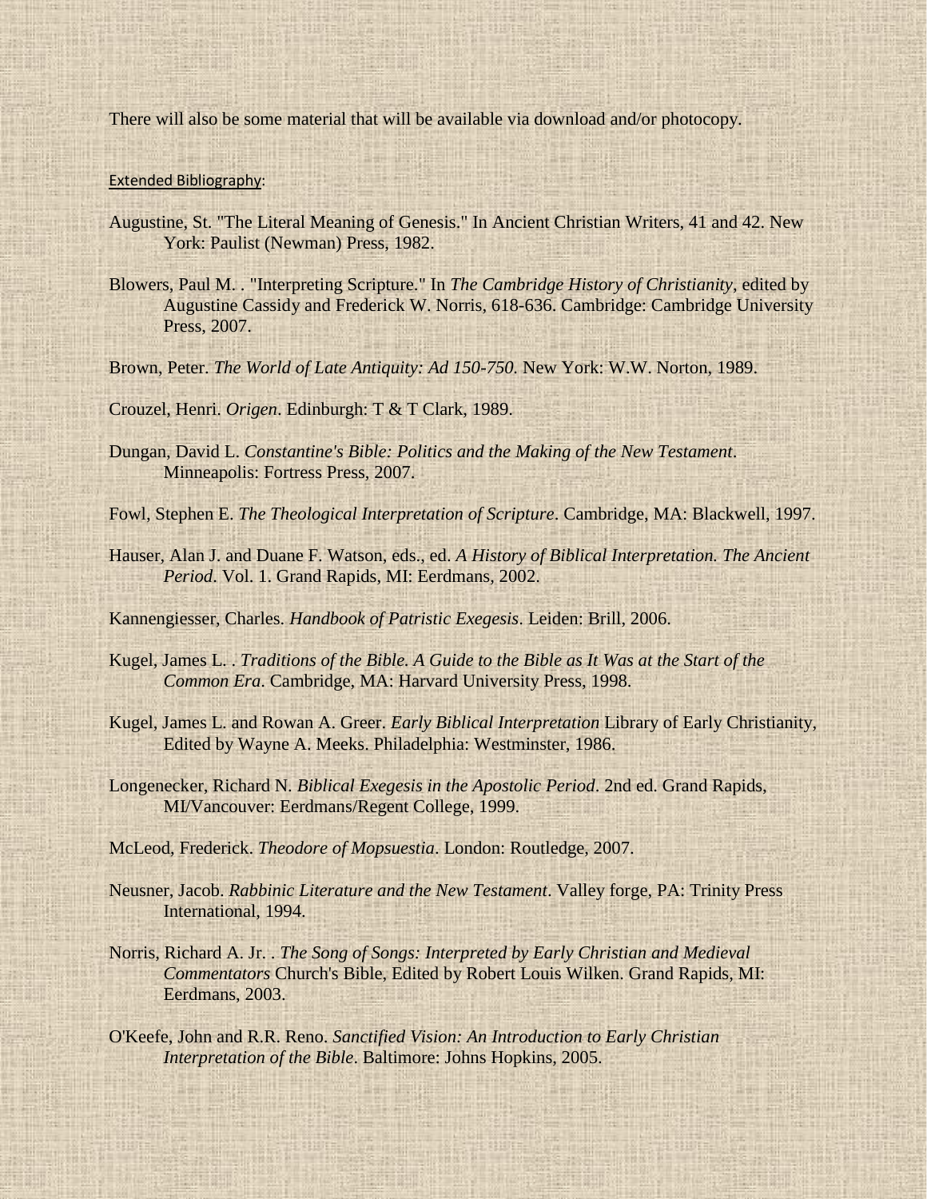There will also be some material that will be available via download and/or photocopy.

Extended Bibliography:

Augustine, St. "The Literal Meaning of Genesis." In Ancient Christian Writers, 41 and 42. New York: Paulist (Newman) Press, 1982.

Blowers, Paul M. . "Interpreting Scripture." In *The Cambridge History of Christianity*, edited by Augustine Cassidy and Frederick W. Norris, 618-636. Cambridge: Cambridge University Press, 2007.

Brown, Peter. *The World of Late Antiquity: Ad 150-750.* New York: W.W. Norton, 1989.

Crouzel, Henri. *Origen*. Edinburgh: T & T Clark, 1989.

Dungan, David L. *Constantine's Bible: Politics and the Making of the New Testament*. Minneapolis: Fortress Press, 2007.

Fowl, Stephen E. *The Theological Interpretation of Scripture*. Cambridge, MA: Blackwell, 1997.

Hauser, Alan J. and Duane F. Watson, eds., ed. *A History of Biblical Interpretation. The Ancient Period*. Vol. 1. Grand Rapids, MI: Eerdmans, 2002.

Kannengiesser, Charles. *Handbook of Patristic Exegesis*. Leiden: Brill, 2006.

Kugel, James L. . *Traditions of the Bible. A Guide to the Bible as It Was at the Start of the Common Era*. Cambridge, MA: Harvard University Press, 1998.

Kugel, James L. and Rowan A. Greer. *Early Biblical Interpretation* Library of Early Christianity, Edited by Wayne A. Meeks. Philadelphia: Westminster, 1986.

Longenecker, Richard N. *Biblical Exegesis in the Apostolic Period*. 2nd ed. Grand Rapids, MI/Vancouver: Eerdmans/Regent College, 1999.

McLeod, Frederick. *Theodore of Mopsuestia*. London: Routledge, 2007.

Neusner, Jacob. *Rabbinic Literature and the New Testament*. Valley forge, PA: Trinity Press International, 1994.

Norris, Richard A. Jr. . *The Song of Songs: Interpreted by Early Christian and Medieval Commentators* Church's Bible, Edited by Robert Louis Wilken. Grand Rapids, MI: Eerdmans, 2003.

O'Keefe, John and R.R. Reno. *Sanctified Vision: An Introduction to Early Christian Interpretation of the Bible*. Baltimore: Johns Hopkins, 2005.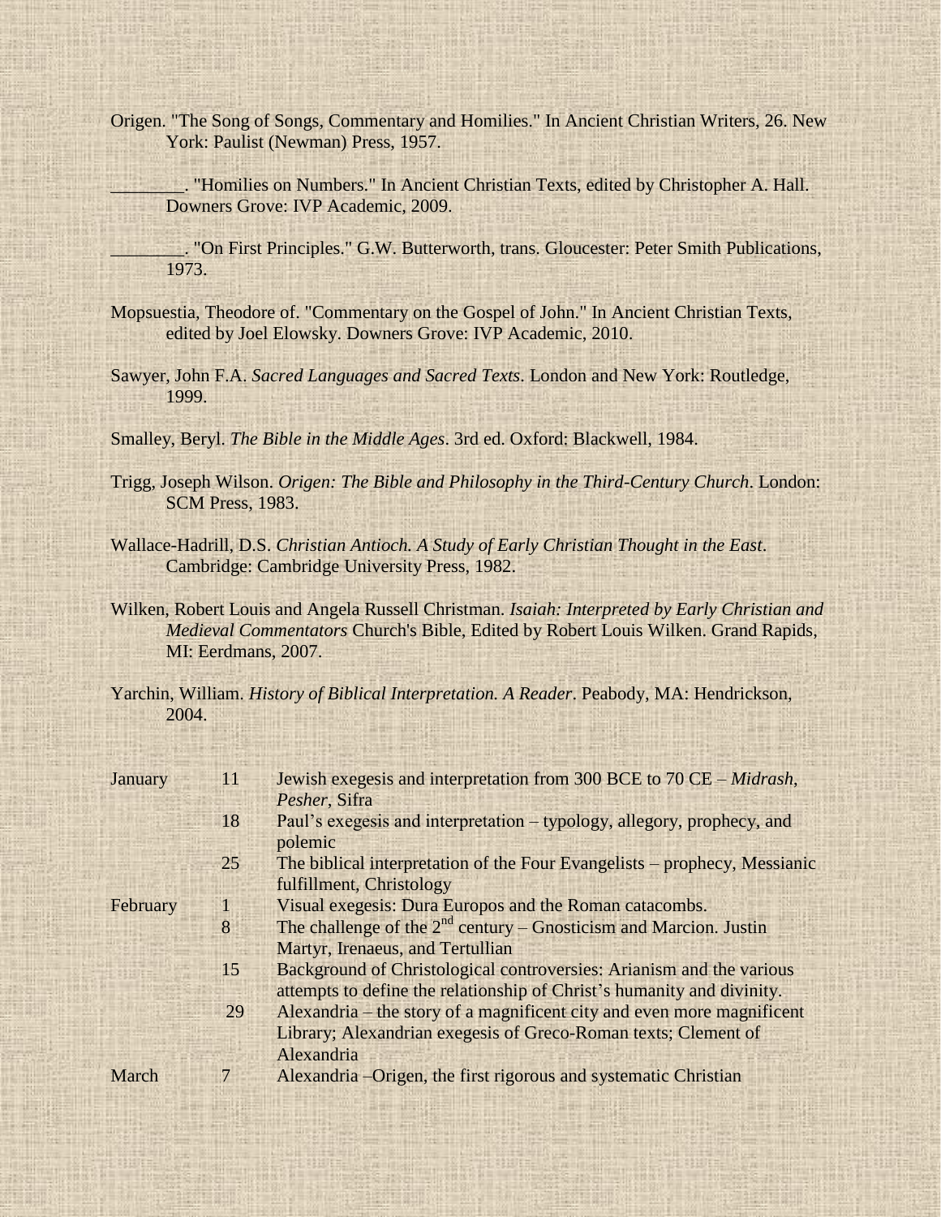Origen. "The Song of Songs, Commentary and Homilies." In Ancient Christian Writers, 26. New York: Paulist (Newman) Press, 1957.

________. "Homilies on Numbers." In Ancient Christian Texts, edited by Christopher A. Hall. Downers Grove: IVP Academic, 2009.

________. "On First Principles." G.W. Butterworth, trans. Gloucester: Peter Smith Publications, 1973.

Mopsuestia, Theodore of. "Commentary on the Gospel of John." In Ancient Christian Texts, edited by Joel Elowsky. Downers Grove: IVP Academic, 2010.

Sawyer, John F.A. *Sacred Languages and Sacred Texts*. London and New York: Routledge, 1999.

Smalley, Beryl. *The Bible in the Middle Ages*. 3rd ed. Oxford: Blackwell, 1984.

Trigg, Joseph Wilson. *Origen: The Bible and Philosophy in the Third-Century Church*. London: SCM Press, 1983.

Wallace-Hadrill, D.S. *Christian Antioch. A Study of Early Christian Thought in the East*. Cambridge: Cambridge University Press, 1982.

Wilken, Robert Louis and Angela Russell Christman. *Isaiah: Interpreted by Early Christian and Medieval Commentators* Church's Bible, Edited by Robert Louis Wilken. Grand Rapids, MI: Eerdmans, 2007.

Yarchin, William. *History of Biblical Interpretation. A Reader*. Peabody, MA: Hendrickson, 2004.

| | | |
|---|---|---|
| January | 11 | Jewish exegesis and interpretation from 300 BCE to 70 CE – *Midrash*, *Pesher*, Sifra |
| | 18 | Paul's exegesis and interpretation – typology, allegory, prophecy, and polemic |
| | 25 | The biblical interpretation of the Four Evangelists – prophecy, Messianic fulfillment, Christology |
| February | 1 | Visual exegesis: Dura Europos and the Roman catacombs. |
| | 8 | The challenge of the 2nd century – Gnosticism and Marcion. Justin Martyr, Irenaeus, and Tertullian |
| | 15 | Background of Christological controversies: Arianism and the various attempts to define the relationship of Christ's humanity and divinity. |
| | 29 | Alexandria – the story of a magnificent city and even more magnificent Library; Alexandrian exegesis of Greco-Roman texts; Clement of Alexandria |
| March | 7 | Alexandria –Origen, the first rigorous and systematic Christian |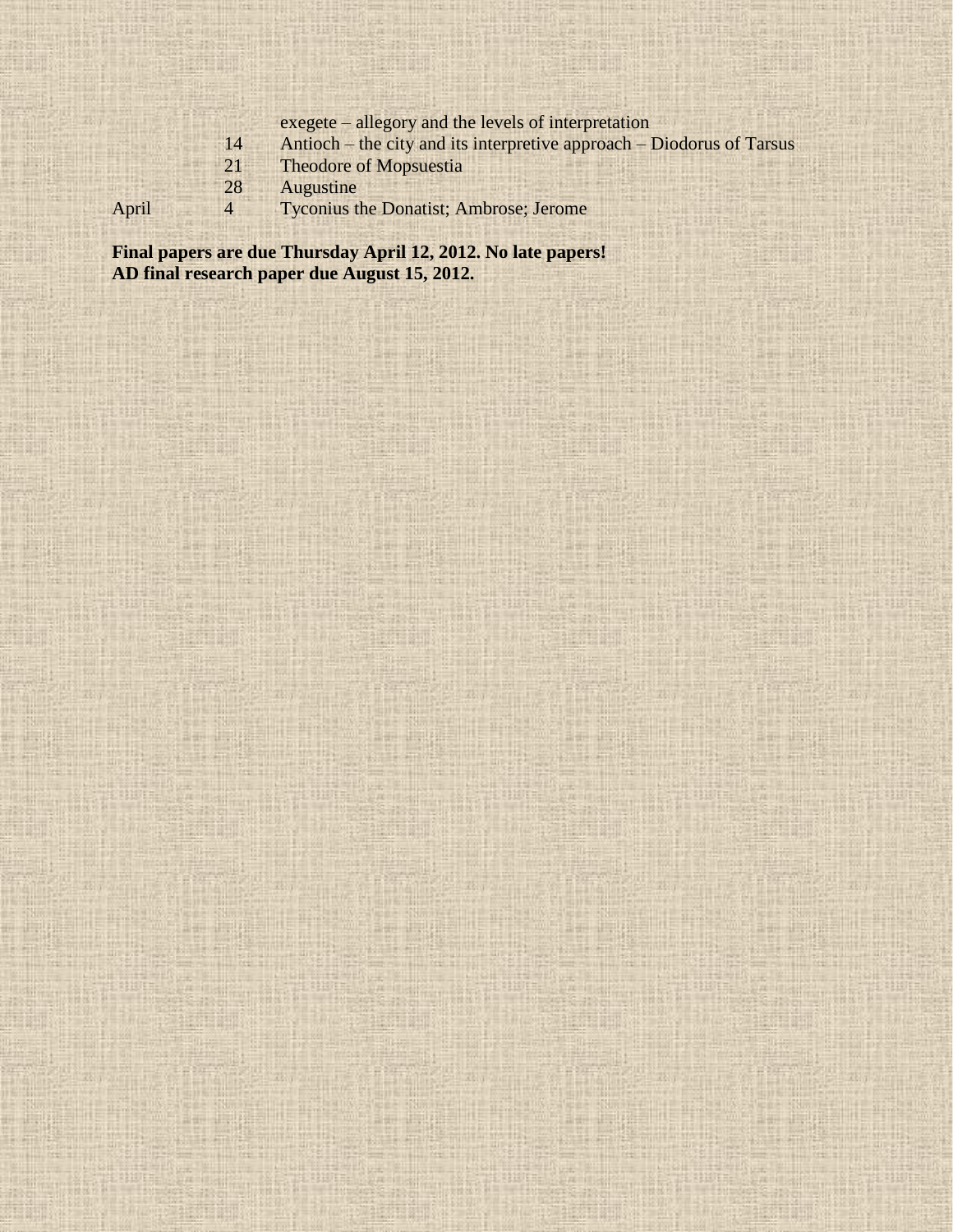| | | |
|---|---|---|
| | | exegete – allegory and the levels of interpretation |
| | 14 | Antioch – the city and its interpretive approach – Diodorus of Tarsus |
| | 21 | Theodore of Mopsuestia |
| | 28 | Augustine |
| April | 4 | Tyconius the Donatist; Ambrose; Jerome |

**Final papers are due Thursday April 12, 2012. No late papers!**
**AD final research paper due August 15, 2012.**